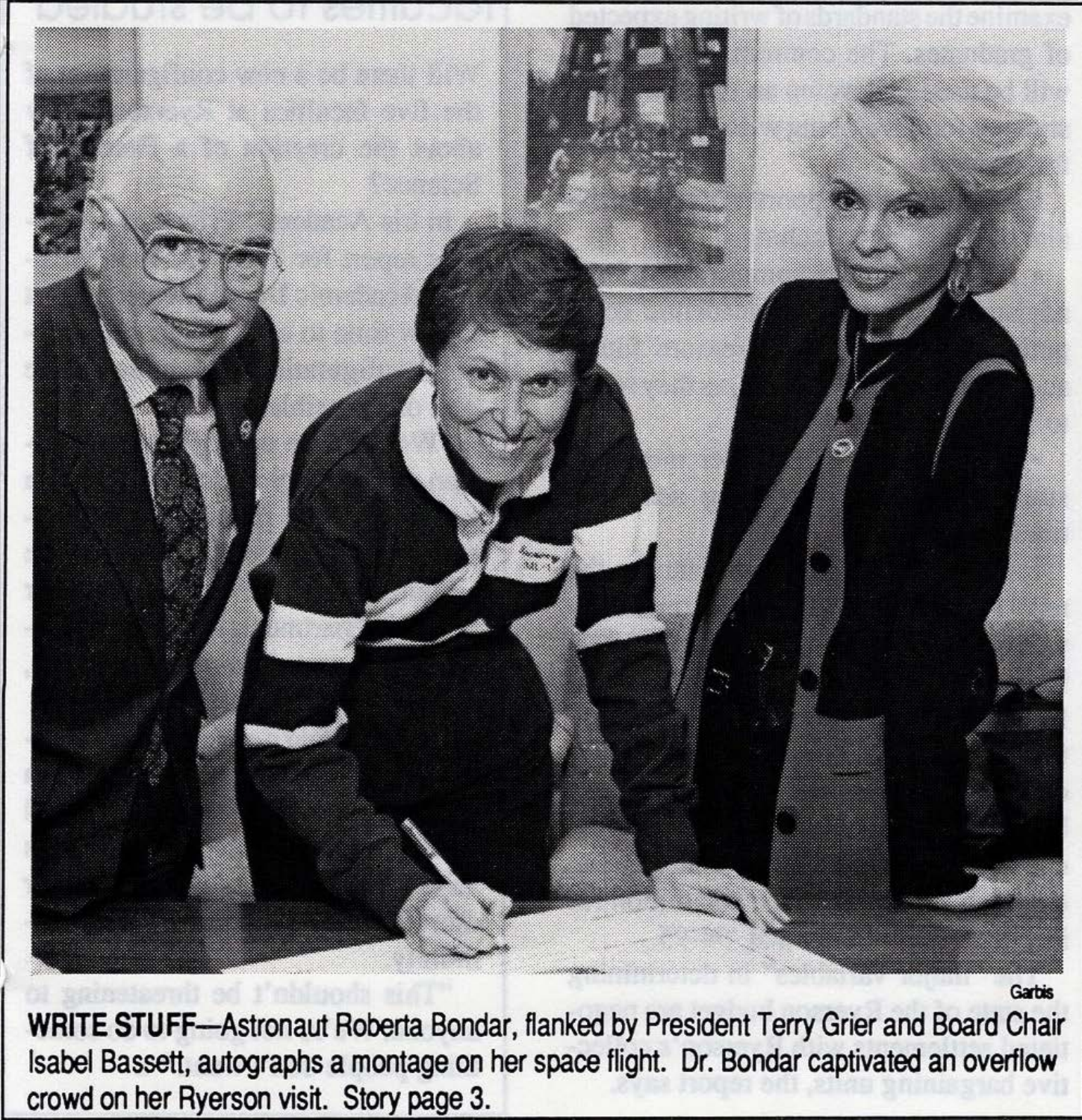Garbis

**WRITE STUFF**—Astronaut Roberta Bondar, flanked by President Terry Grier and Board Chair Isabel Bassett, autographs a montage on her space flight. Dr. Bondar captivated an overflow crowd on her Ryerson visit. Story page 3.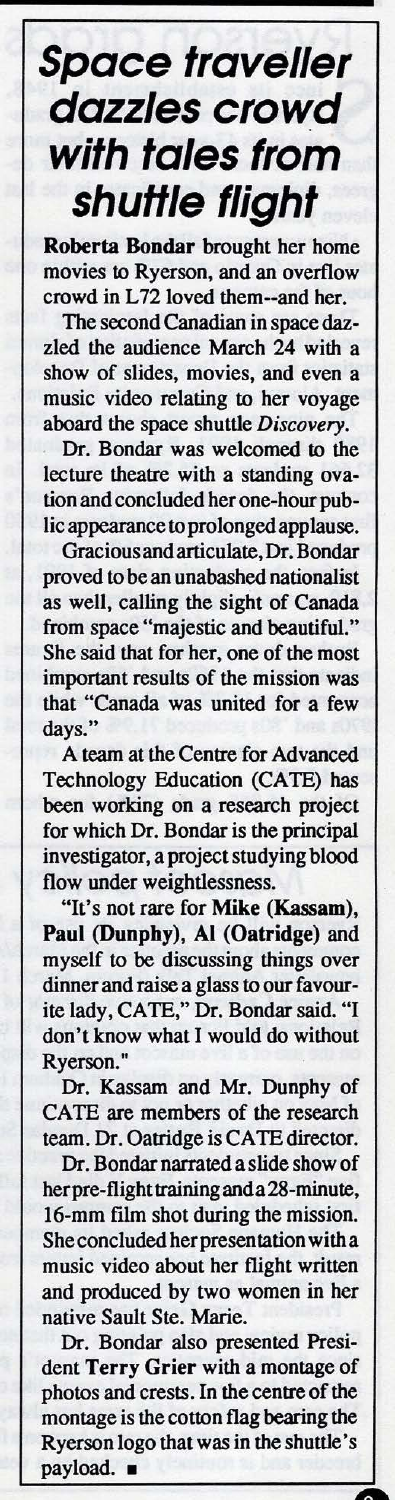# *Space traveller dazzles crowd with tales from shuttle flight*

**Roberta Bondar** brought her home movies to Ryerson, and an overflow crowd in L72 loved them--and her.

The second Canadian in space dazzled the audience March 24 with a show of slides, movies, and even a music video relating to her voyage aboard the space shuttle *Discovery*.

Dr. Bondar was welcomed to the lecture theatre with a standing ovation and concluded her one-hour public appearance to prolonged applause.

Gracious and articulate, Dr. Bondar proved to be an unabashed nationalist as well, calling the sight of Canada from space "majestic and beautiful." She said that for her, one of the most important results of the mission was that "Canada was united for a few days."

A team at the Centre for Advanced Technology Education (CATE) has been working on a research project for which Dr. Bondar is the principal investigator, a project studying blood flow under weightlessness.

"It's not rare for **Mike (Kassam)**, **Paul (Dunphy)**, **Al (Oatridge)** and myself to be discussing things over dinner and raise a glass to our favourite lady, CATE," Dr. Bondar said. "I don't know what I would do without Ryerson."

Dr. Kassam and Mr. Dunphy of CATE are members of the research team. Dr. Oatridge is CATE director.

Dr. Bondar narrated a slide show of her pre-flight training and a 28-minute, 16-mm film shot during the mission. She concluded her presentation with a music video about her flight written and produced by two women in her native Sault Ste. Marie.

Dr. Bondar also presented President **Terry Grier** with a montage of photos and crests. In the centre of the montage is the cotton flag bearing the Ryerson logo that was in the shuttle's payload. ■